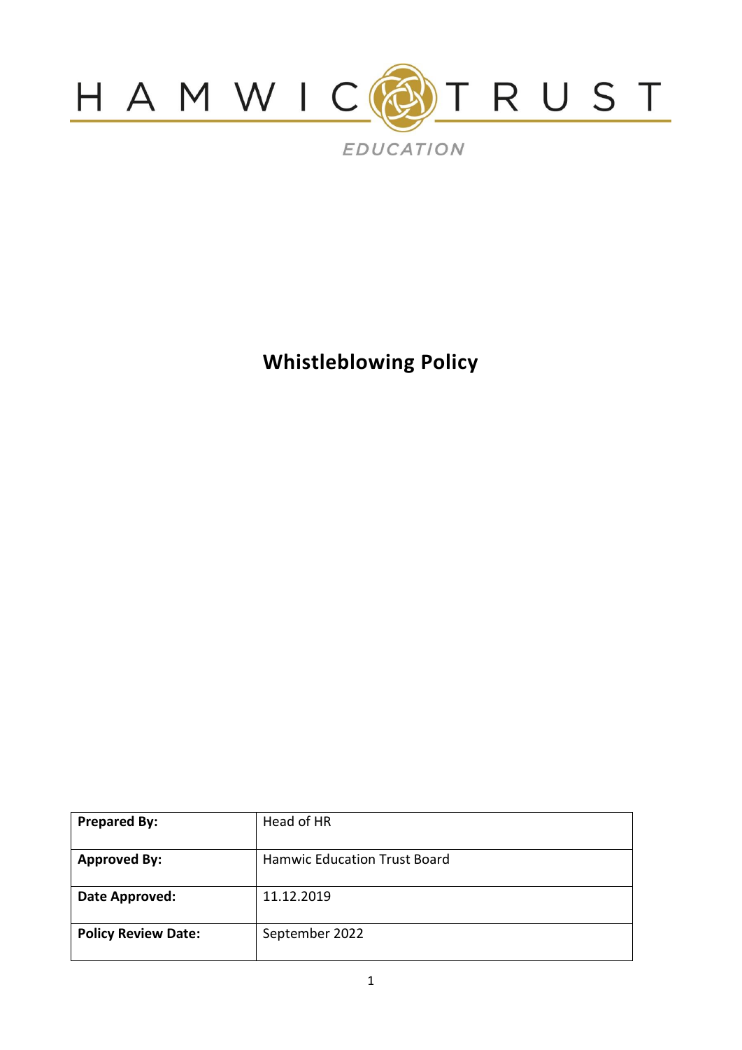HAMWIC TRUST

EDUCATION

# Whistleblowing Policy

| Prepared By: | Head of HR |
| --- | --- |
| Approved By: | Hamwic Education Trust Board |
| Date Approved: | 11.12.2019 |
| Policy Review Date: | September 2022 |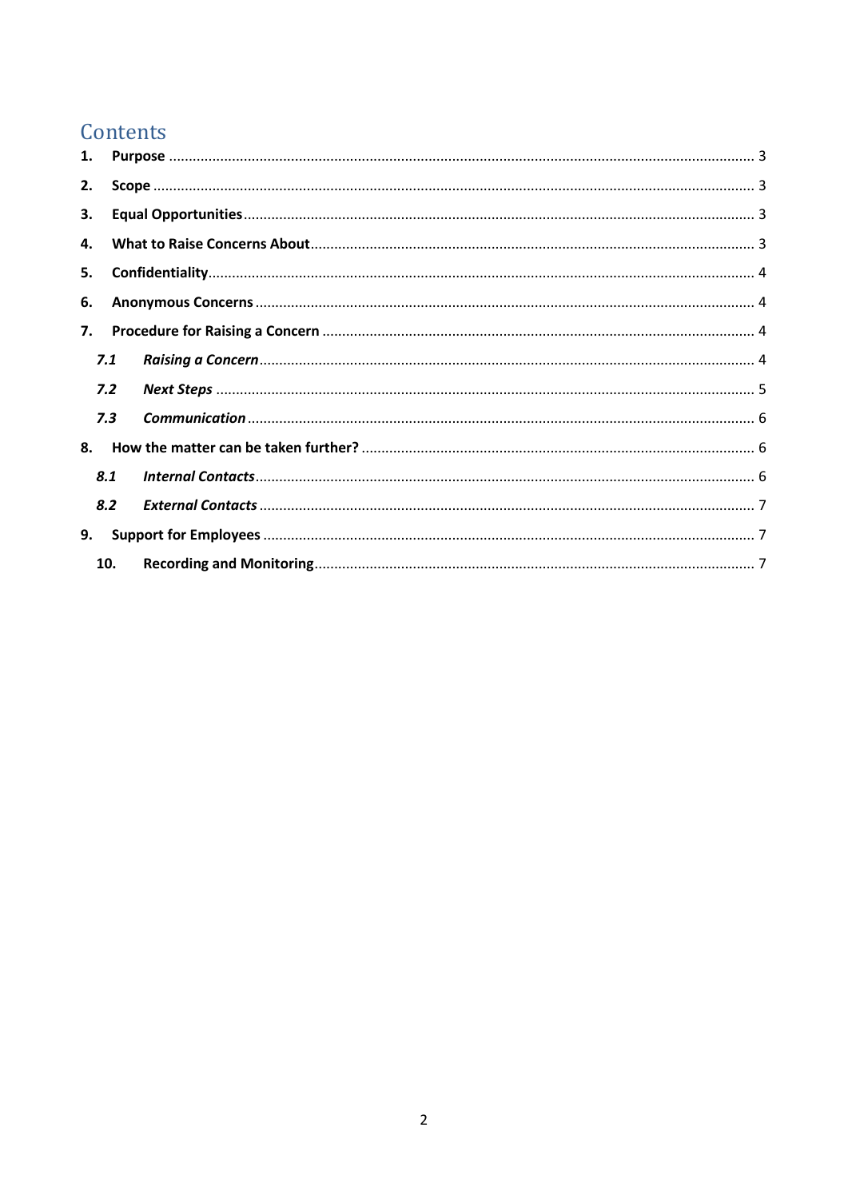## Contents

1. **Purpose** ........................................................................ 3
2. **Scope** ........................................................................ 3
3. **Equal Opportunities** ........................................................................ 3
4. **What to Raise Concerns About** ........................................................................ 3
5. **Confidentiality** ........................................................................ 4
6. **Anonymous Concerns** ........................................................................ 4
7. **Procedure for Raising a Concern** ........................................................................ 4
   - ***7.1 Raising a Concern*** ........................................................................ 4
   - ***7.2 Next Steps*** ........................................................................ 5
   - ***7.3 Communication*** ........................................................................ 6
8. **How the matter can be taken further?** ........................................................................ 6
   - ***8.1 Internal Contacts*** ........................................................................ 6
   - ***8.2 External Contacts*** ........................................................................ 7
9. **Support for Employees** ........................................................................ 7
10. **Recording and Monitoring** ........................................................................ 7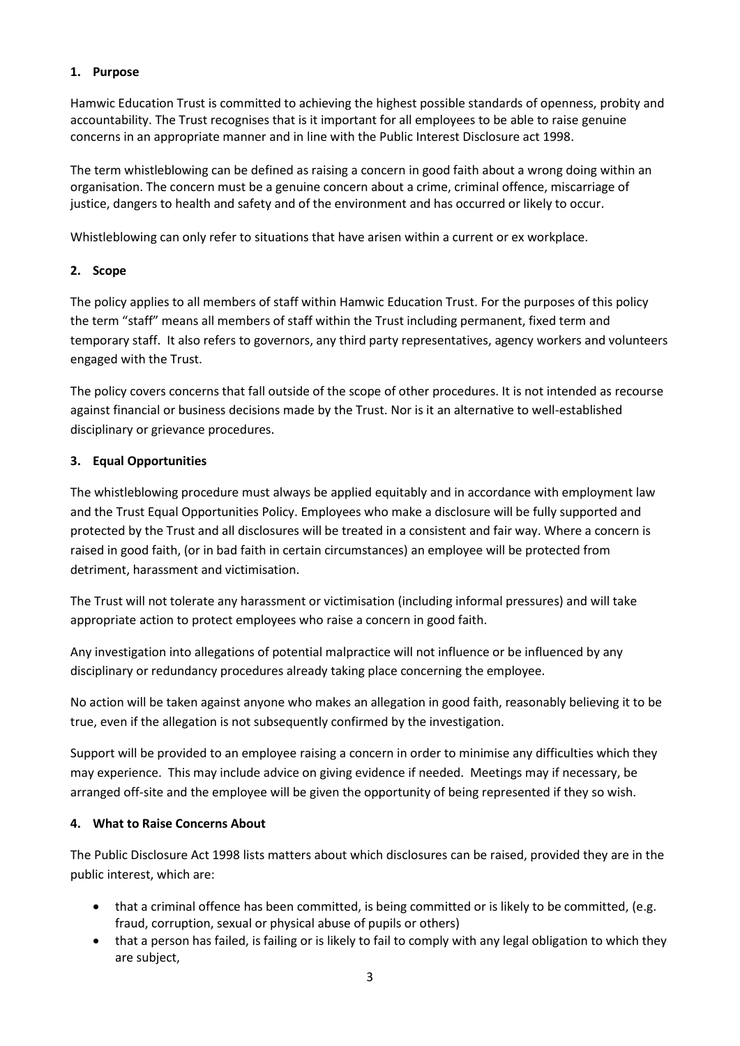## 1. Purpose

Hamwic Education Trust is committed to achieving the highest possible standards of openness, probity and accountability. The Trust recognises that is it important for all employees to be able to raise genuine concerns in an appropriate manner and in line with the Public Interest Disclosure act 1998.

The term whistleblowing can be defined as raising a concern in good faith about a wrong doing within an organisation. The concern must be a genuine concern about a crime, criminal offence, miscarriage of justice, dangers to health and safety and of the environment and has occurred or likely to occur.

Whistleblowing can only refer to situations that have arisen within a current or ex workplace.

## 2. Scope

The policy applies to all members of staff within Hamwic Education Trust. For the purposes of this policy the term "staff" means all members of staff within the Trust including permanent, fixed term and temporary staff. It also refers to governors, any third party representatives, agency workers and volunteers engaged with the Trust.

The policy covers concerns that fall outside of the scope of other procedures. It is not intended as recourse against financial or business decisions made by the Trust. Nor is it an alternative to well-established disciplinary or grievance procedures.

## 3. Equal Opportunities

The whistleblowing procedure must always be applied equitably and in accordance with employment law and the Trust Equal Opportunities Policy. Employees who make a disclosure will be fully supported and protected by the Trust and all disclosures will be treated in a consistent and fair way. Where a concern is raised in good faith, (or in bad faith in certain circumstances) an employee will be protected from detriment, harassment and victimisation.

The Trust will not tolerate any harassment or victimisation (including informal pressures) and will take appropriate action to protect employees who raise a concern in good faith.

Any investigation into allegations of potential malpractice will not influence or be influenced by any disciplinary or redundancy procedures already taking place concerning the employee.

No action will be taken against anyone who makes an allegation in good faith, reasonably believing it to be true, even if the allegation is not subsequently confirmed by the investigation.

Support will be provided to an employee raising a concern in order to minimise any difficulties which they may experience. This may include advice on giving evidence if needed. Meetings may if necessary, be arranged off-site and the employee will be given the opportunity of being represented if they so wish.

## 4. What to Raise Concerns About

The Public Disclosure Act 1998 lists matters about which disclosures can be raised, provided they are in the public interest, which are:

- that a criminal offence has been committed, is being committed or is likely to be committed, (e.g. fraud, corruption, sexual or physical abuse of pupils or others)
- that a person has failed, is failing or is likely to fail to comply with any legal obligation to which they are subject,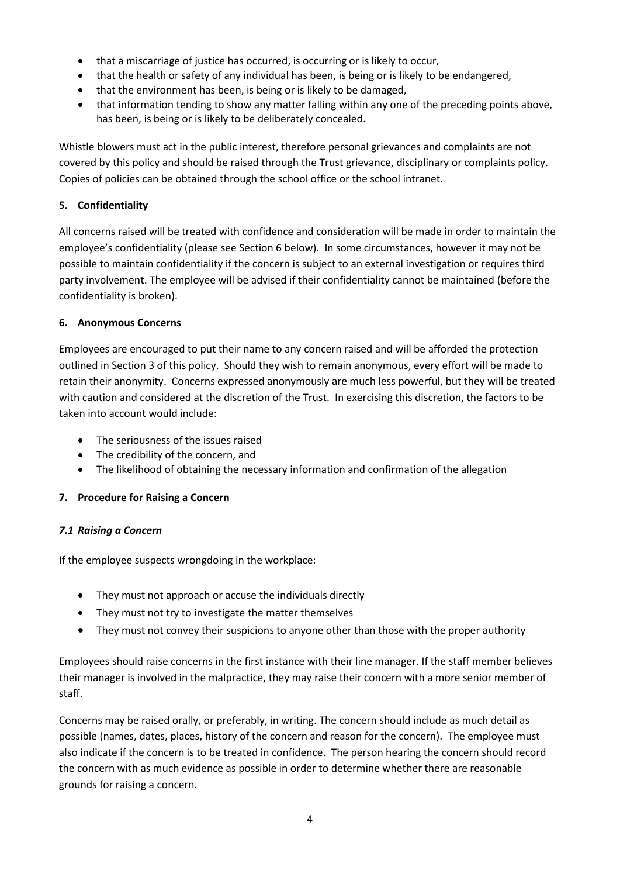- that a miscarriage of justice has occurred, is occurring or is likely to occur,
- that the health or safety of any individual has been, is being or is likely to be endangered,
- that the environment has been, is being or is likely to be damaged,
- that information tending to show any matter falling within any one of the preceding points above, has been, is being or is likely to be deliberately concealed.

Whistle blowers must act in the public interest, therefore personal grievances and complaints are not covered by this policy and should be raised through the Trust grievance, disciplinary or complaints policy. Copies of policies can be obtained through the school office or the school intranet.

## 5. Confidentiality

All concerns raised will be treated with confidence and consideration will be made in order to maintain the employee's confidentiality (please see Section 6 below). In some circumstances, however it may not be possible to maintain confidentiality if the concern is subject to an external investigation or requires third party involvement. The employee will be advised if their confidentiality cannot be maintained (before the confidentiality is broken).

## 6. Anonymous Concerns

Employees are encouraged to put their name to any concern raised and will be afforded the protection outlined in Section 3 of this policy. Should they wish to remain anonymous, every effort will be made to retain their anonymity. Concerns expressed anonymously are much less powerful, but they will be treated with caution and considered at the discretion of the Trust. In exercising this discretion, the factors to be taken into account would include:

- The seriousness of the issues raised
- The credibility of the concern, and
- The likelihood of obtaining the necessary information and confirmation of the allegation

## 7. Procedure for Raising a Concern

### *7.1 Raising a Concern*

If the employee suspects wrongdoing in the workplace:

- They must not approach or accuse the individuals directly
- They must not try to investigate the matter themselves
- They must not convey their suspicions to anyone other than those with the proper authority

Employees should raise concerns in the first instance with their line manager. If the staff member believes their manager is involved in the malpractice, they may raise their concern with a more senior member of staff.

Concerns may be raised orally, or preferably, in writing. The concern should include as much detail as possible (names, dates, places, history of the concern and reason for the concern). The employee must also indicate if the concern is to be treated in confidence. The person hearing the concern should record the concern with as much evidence as possible in order to determine whether there are reasonable grounds for raising a concern.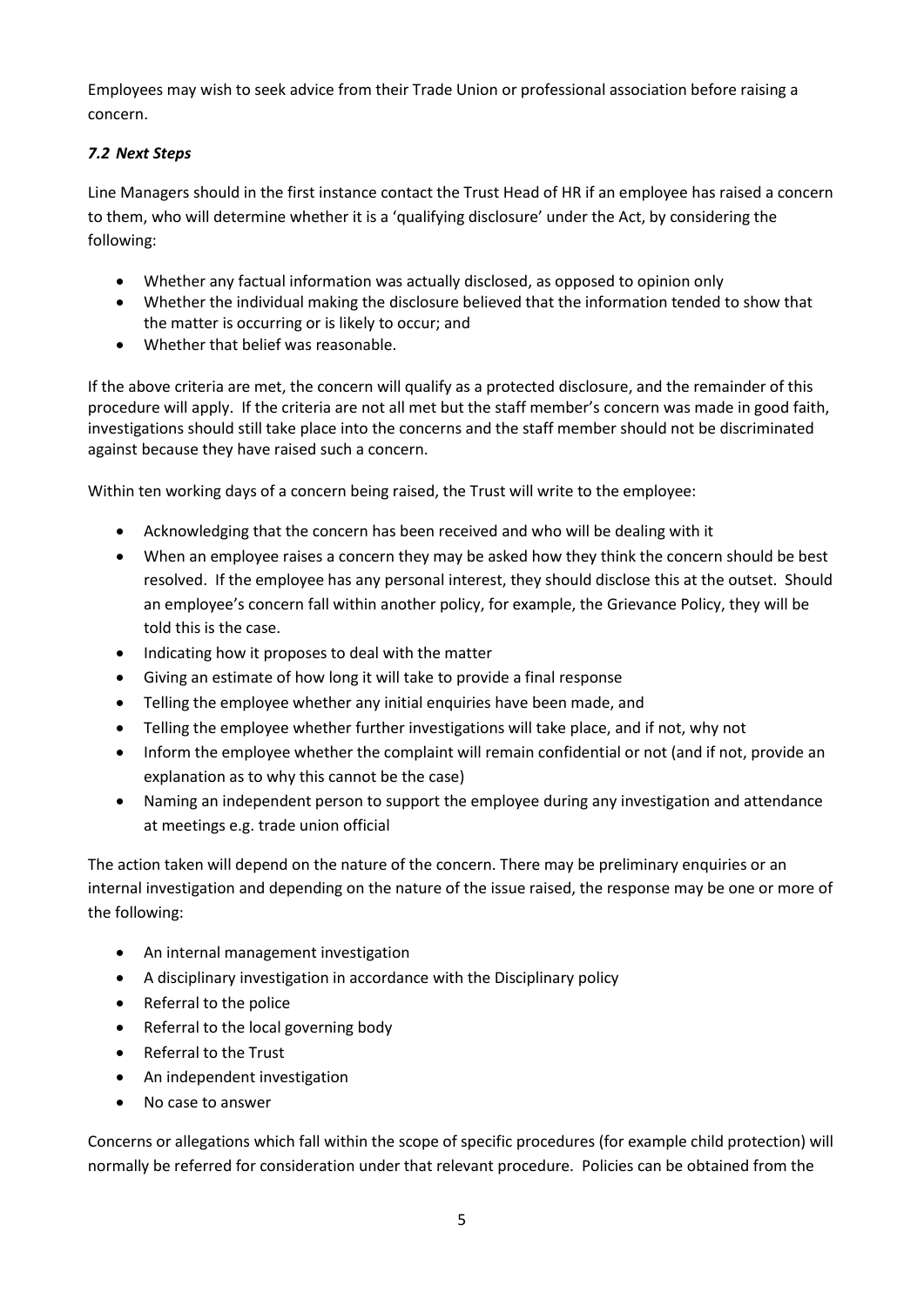Employees may wish to seek advice from their Trade Union or professional association before raising a concern.

### *7.2 Next Steps*

Line Managers should in the first instance contact the Trust Head of HR if an employee has raised a concern to them, who will determine whether it is a 'qualifying disclosure' under the Act, by considering the following:

- Whether any factual information was actually disclosed, as opposed to opinion only
- Whether the individual making the disclosure believed that the information tended to show that the matter is occurring or is likely to occur; and
- Whether that belief was reasonable.

If the above criteria are met, the concern will qualify as a protected disclosure, and the remainder of this procedure will apply. If the criteria are not all met but the staff member's concern was made in good faith, investigations should still take place into the concerns and the staff member should not be discriminated against because they have raised such a concern.

Within ten working days of a concern being raised, the Trust will write to the employee:

- Acknowledging that the concern has been received and who will be dealing with it
- When an employee raises a concern they may be asked how they think the concern should be best resolved. If the employee has any personal interest, they should disclose this at the outset. Should an employee's concern fall within another policy, for example, the Grievance Policy, they will be told this is the case.
- Indicating how it proposes to deal with the matter
- Giving an estimate of how long it will take to provide a final response
- Telling the employee whether any initial enquiries have been made, and
- Telling the employee whether further investigations will take place, and if not, why not
- Inform the employee whether the complaint will remain confidential or not (and if not, provide an explanation as to why this cannot be the case)
- Naming an independent person to support the employee during any investigation and attendance at meetings e.g. trade union official

The action taken will depend on the nature of the concern. There may be preliminary enquiries or an internal investigation and depending on the nature of the issue raised, the response may be one or more of the following:

- An internal management investigation
- A disciplinary investigation in accordance with the Disciplinary policy
- Referral to the police
- Referral to the local governing body
- Referral to the Trust
- An independent investigation
- No case to answer

Concerns or allegations which fall within the scope of specific procedures (for example child protection) will normally be referred for consideration under that relevant procedure. Policies can be obtained from the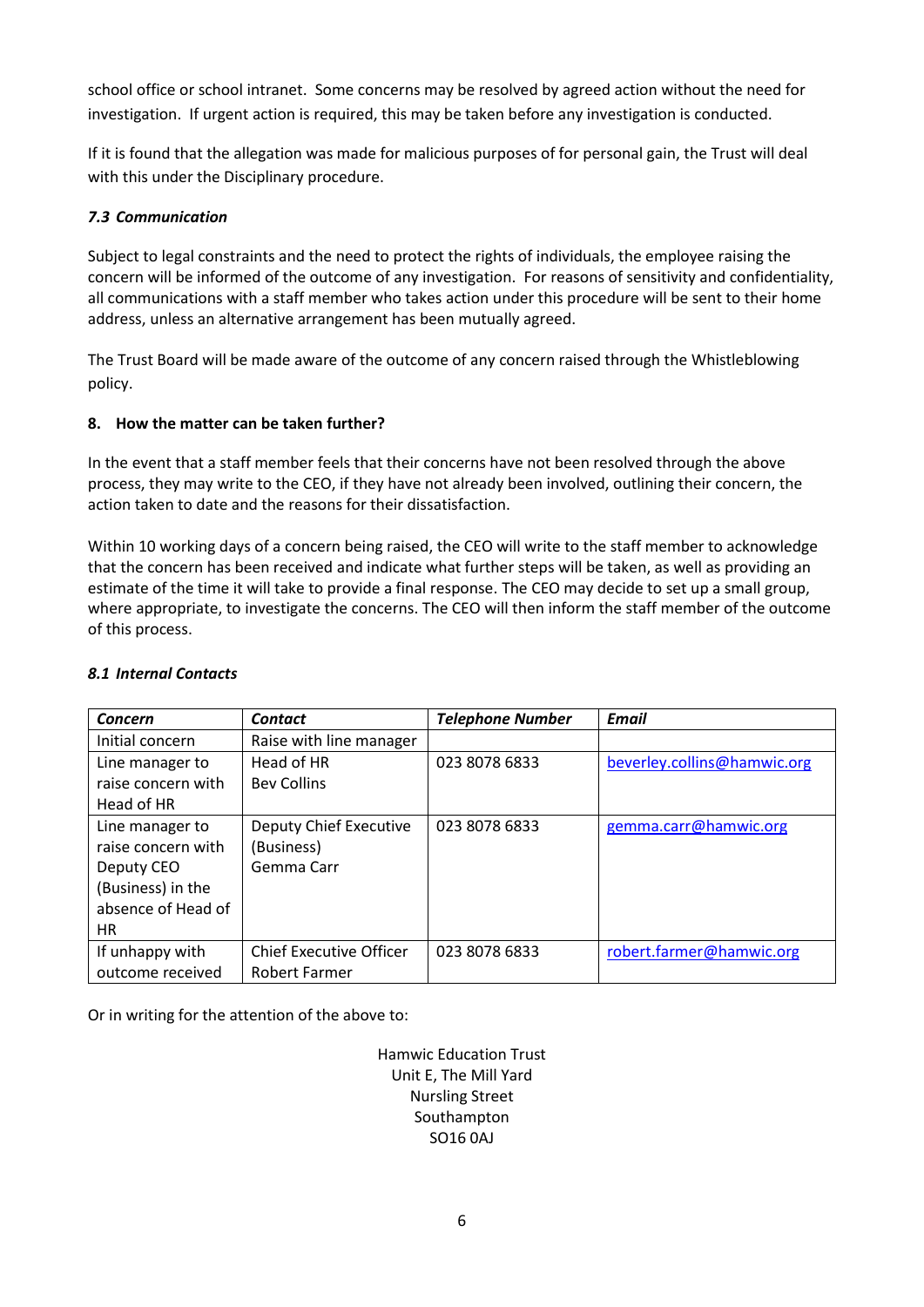school office or school intranet. Some concerns may be resolved by agreed action without the need for investigation. If urgent action is required, this may be taken before any investigation is conducted.

If it is found that the allegation was made for malicious purposes of for personal gain, the Trust will deal with this under the Disciplinary procedure.

#### *7.3 Communication*

Subject to legal constraints and the need to protect the rights of individuals, the employee raising the concern will be informed of the outcome of any investigation. For reasons of sensitivity and confidentiality, all communications with a staff member who takes action under this procedure will be sent to their home address, unless an alternative arrangement has been mutually agreed.

The Trust Board will be made aware of the outcome of any concern raised through the Whistleblowing policy.

### 8. How the matter can be taken further?

In the event that a staff member feels that their concerns have not been resolved through the above process, they may write to the CEO, if they have not already been involved, outlining their concern, the action taken to date and the reasons for their dissatisfaction.

Within 10 working days of a concern being raised, the CEO will write to the staff member to acknowledge that the concern has been received and indicate what further steps will be taken, as well as providing an estimate of the time it will take to provide a final response. The CEO may decide to set up a small group, where appropriate, to investigate the concerns. The CEO will then inform the staff member of the outcome of this process.

#### *8.1 Internal Contacts*

| *Concern* | *Contact* | *Telephone Number* | *Email* |
|---|---|---|---|
| Initial concern | Raise with line manager | | |
| Line manager to raise concern with Head of HR | Head of HR Bev Collins | 023 8078 6833 | beverley.collins@hamwic.org |
| Line manager to raise concern with Deputy CEO (Business) in the absence of Head of HR | Deputy Chief Executive (Business) Gemma Carr | 023 8078 6833 | gemma.carr@hamwic.org |
| If unhappy with outcome received | Chief Executive Officer Robert Farmer | 023 8078 6833 | robert.farmer@hamwic.org |

Or in writing for the attention of the above to:

Hamwic Education Trust
Unit E, The Mill Yard
Nursling Street
Southampton
SO16 0AJ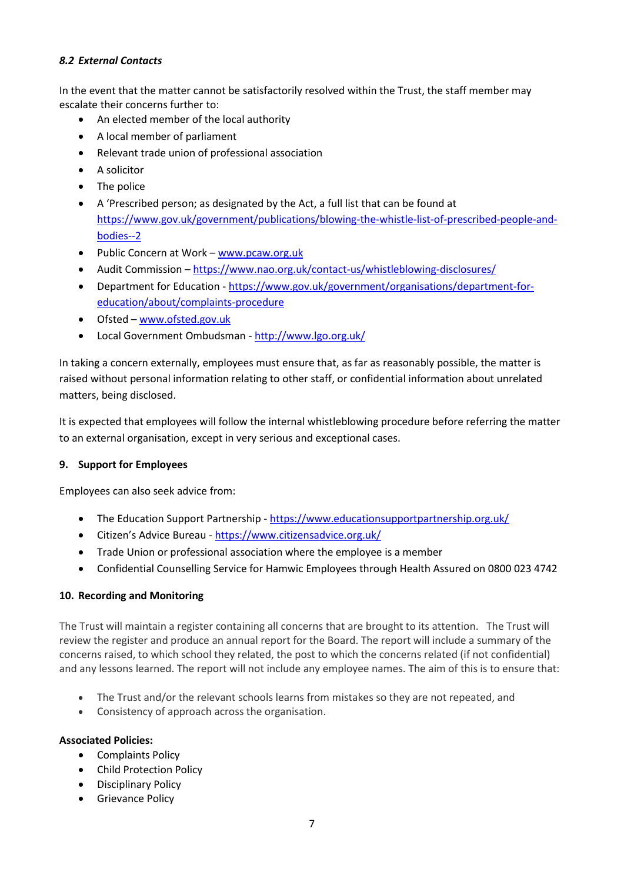### *8.2 External Contacts*

In the event that the matter cannot be satisfactorily resolved within the Trust, the staff member may escalate their concerns further to:

- An elected member of the local authority
- A local member of parliament
- Relevant trade union of professional association
- A solicitor
- The police
- A 'Prescribed person; as designated by the Act, a full list that can be found at https://www.gov.uk/government/publications/blowing-the-whistle-list-of-prescribed-people-and-bodies--2
- Public Concern at Work – www.pcaw.org.uk
- Audit Commission – https://www.nao.org.uk/contact-us/whistleblowing-disclosures/
- Department for Education - https://www.gov.uk/government/organisations/department-for-education/about/complaints-procedure
- Ofsted – www.ofsted.gov.uk
- Local Government Ombudsman - http://www.lgo.org.uk/

In taking a concern externally, employees must ensure that, as far as reasonably possible, the matter is raised without personal information relating to other staff, or confidential information about unrelated matters, being disclosed.

It is expected that employees will follow the internal whistleblowing procedure before referring the matter to an external organisation, except in very serious and exceptional cases.

## 9. Support for Employees

Employees can also seek advice from:

- The Education Support Partnership - https://www.educationsupportpartnership.org.uk/
- Citizen's Advice Bureau - https://www.citizensadvice.org.uk/
- Trade Union or professional association where the employee is a member
- Confidential Counselling Service for Hamwic Employees through Health Assured on 0800 023 4742

## 10. Recording and Monitoring

The Trust will maintain a register containing all concerns that are brought to its attention. The Trust will review the register and produce an annual report for the Board. The report will include a summary of the concerns raised, to which school they related, the post to which the concerns related (if not confidential) and any lessons learned. The report will not include any employee names. The aim of this is to ensure that:

- The Trust and/or the relevant schools learns from mistakes so they are not repeated, and
- Consistency of approach across the organisation.

**Associated Policies:**

- Complaints Policy
- Child Protection Policy
- Disciplinary Policy
- Grievance Policy